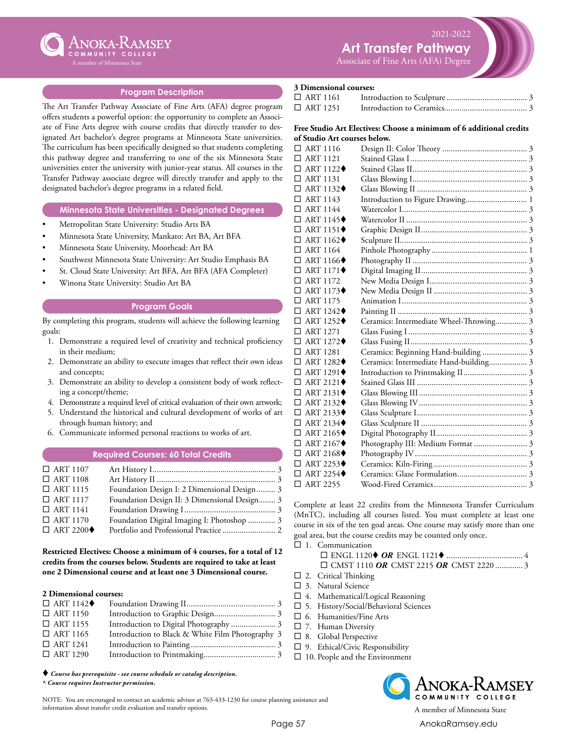# Art Transfer Pathway

2021-2022

Associate of Fine Arts (AFA) Degree

## Program Description

The Art Transfer Pathway Associate of Fine Arts (AFA) degree program offers students a powerful option: the opportunity to complete an Associate of Fine Arts degree with course credits that directly transfer to designated Art bachelor's degree programs at Minnesota State universities. The curriculum has been specifically designed so that students completing this pathway degree and transferring to one of the six Minnesota State universities enter the university with junior-year status. All courses in the Transfer Pathway associate degree will directly transfer and apply to the designated bachelor's degree programs in a related field.

## Minnesota State Universities - Designated Degrees

- Metropolitan State University: Studio Arts BA
- Minnesota State University, Mankato: Art BA, Art BFA
- Minnesota State University, Moorhead: Art BA
- Southwest Minnesota State University: Art Studio Emphasis BA
- St. Cloud State University: Art BFA, Art BFA (AFA Completer)
- Winona State University: Studio Art BA

## Program Goals

By completing this program, students will achieve the following learning goals:

1. Demonstrate a required level of creativity and technical proficiency in their medium;
2. Demonstrate an ability to execute images that reflect their own ideas and concepts;
3. Demonstrate an ability to develop a consistent body of work reflecting a concept/theme;
4. Demonstrate a required level of critical evaluation of their own artwork;
5. Understand the historical and cultural development of works of art through human history; and
6. Communicate informed personal reactions to works of art.

## Required Courses: 60 Total Credits

| | | |
|---|---|---|
| ☐ ART 1107 | Art History I | 3 |
| ☐ ART 1108 | Art History II | 3 |
| ☐ ART 1115 | Foundation Design I: 2 Dimensional Design | 3 |
| ☐ ART 1117 | Foundation Design II: 3 Dimensional Design | 3 |
| ☐ ART 1141 | Foundation Drawing I | 3 |
| ☐ ART 1170 | Foundation Digital Imaging I: Photoshop | 3 |
| ☐ ART 2200♦ | Portfolio and Professional Practice | 2 |

**Restricted Electives: Choose a minimum of 4 courses, for a total of 12 credits from the courses below. Students are required to take at least one 2 Dimensional course and at least one 3 Dimensional course.**

**2 Dimensional courses:**

| | | |
|---|---|---|
| ☐ ART 1142♦ | Foundation Drawing II | 3 |
| ☐ ART 1150 | Introduction to Graphic Design | 3 |
| ☐ ART 1155 | Introduction to Digital Photography | 3 |
| ☐ ART 1165 | Introduction to Black & White Film Photography | 3 |
| ☐ ART 1241 | Introduction to Painting | 3 |
| ☐ ART 1290 | Introduction to Printmaking | 3 |

**3 Dimensional courses:**

| | | |
|---|---|---|
| ☐ ART 1161 | Introduction to Sculpture | 3 |
| ☐ ART 1251 | Introduction to Ceramics | 3 |

**Free Studio Art Electives: Choose a minimum of 6 additional credits of Studio Art courses below.**

| | | |
|---|---|---|
| ☐ ART 1116 | Design II: Color Theory | 3 |
| ☐ ART 1121 | Stained Glass I | 3 |
| ☐ ART 1122♦ | Stained Glass II | 3 |
| ☐ ART 1131 | Glass Blowing I | 3 |
| ☐ ART 1132♦ | Glass Blowing II | 3 |
| ☐ ART 1143 | Introduction to Figure Drawing | 1 |
| ☐ ART 1144 | Watercolor I | 3 |
| ☐ ART 1145♦ | Watercolor II | 3 |
| ☐ ART 1151♦ | Graphic Design II | 3 |
| ☐ ART 1162♦ | Sculpture II | 3 |
| ☐ ART 1164 | Pinhole Photography | 1 |
| ☐ ART 1166♦ | Photography II | 3 |
| ☐ ART 1171♦ | Digital Imaging II | 3 |
| ☐ ART 1172 | New Media Design I | 3 |
| ☐ ART 1173♦ | New Media Design II | 3 |
| ☐ ART 1175 | Animation I | 3 |
| ☐ ART 1242♦ | Painting II | 3 |
| ☐ ART 1252♦ | Ceramics: Intermediate Wheel-Throwing | 3 |
| ☐ ART 1271 | Glass Fusing I | 3 |
| ☐ ART 1272♦ | Glass Fusing II | 3 |
| ☐ ART 1281 | Ceramics: Beginning Hand-building | 3 |
| ☐ ART 1282♦ | Ceramics: Intermediate Hand-building | 3 |
| ☐ ART 1291♦ | Introduction to Printmaking II | 3 |
| ☐ ART 2121♦ | Stained Glass III | 3 |
| ☐ ART 2131♦ | Glass Blowing III | 3 |
| ☐ ART 2132♦ | Glass Blowing IV | 3 |
| ☐ ART 2133♦ | Glass Sculpture I | 3 |
| ☐ ART 2134♦ | Glass Sculpture II | 3 |
| ☐ ART 2165♦ | Digital Photography II | 3 |
| ☐ ART 2167♦ | Photography III: Medium Format | 3 |
| ☐ ART 2168♦ | Photography IV | 3 |
| ☐ ART 2253♦ | Ceramics: Kiln-Firing | 3 |
| ☐ ART 2254♦ | Ceramics: Glaze Formulation | 3 |
| ☐ ART 2255 | Wood-Fired Ceramics | 3 |

Complete at least 22 credits from the Minnesota Transfer Curriculum (MnTC), including all courses listed. You must complete at least one course in six of the ten goal areas. One course may satisfy more than one goal area, but the course credits may be counted only once.

- ☐ 1. Communication
  - ☐ ENGL 1120♦ ***OR*** ENGL 1121♦ .... 4
  - ☐ CMST 1110 ***OR*** CMST 2215 ***OR*** CMST 2220 .... 3
- ☐ 2. Critical Thinking
- ☐ 3. Natural Science
- ☐ 4. Mathematical/Logical Reasoning
- ☐ 5. History/Social/Behavioral Sciences
- ☐ 6. Humanities/Fine Arts
- ☐ 7. Human Diversity
- ☐ 8. Global Perspective
- ☐ 9. Ethical/Civic Responsibility
- ☐ 10. People and the Environment

♦ ***Course has prerequisite - see course schedule or catalog description.***
^ ***Course requires Instructor permission.***

NOTE: You are encouraged to contact an academic advisor at 763-433-1230 for course planning assistance and information about transfer credit evaluation and transfer options.

Anoka-Ramsey Community College
A member of Minnesota State
AnokaRamsey.edu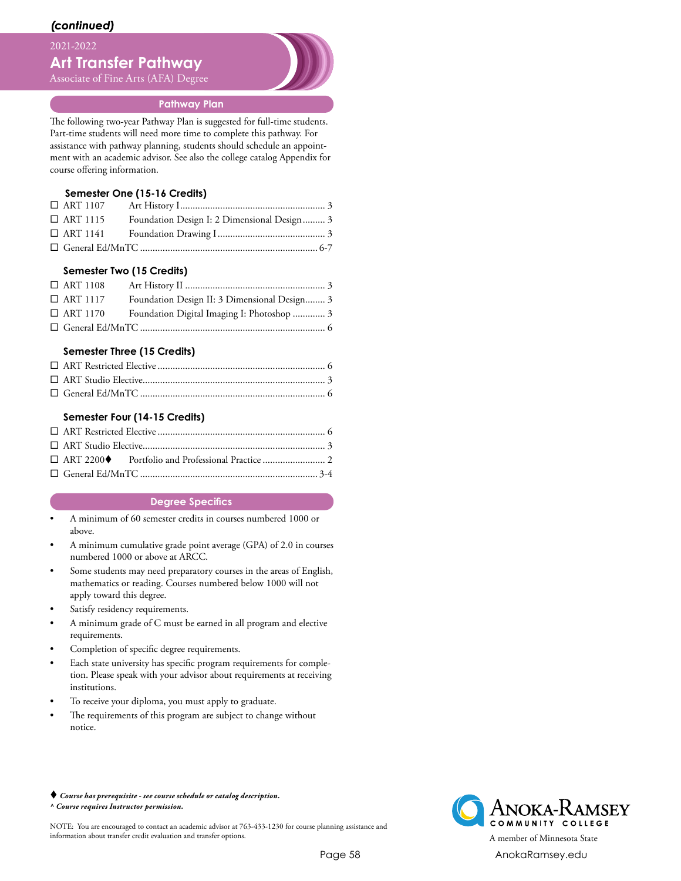*(continued)*

2021-2022

# Art Transfer Pathway

Associate of Fine Arts (AFA) Degree

## Pathway Plan

The following two-year Pathway Plan is suggested for full-time students. Part-time students will need more time to complete this pathway. For assistance with pathway planning, students should schedule an appointment with an academic advisor. See also the college catalog Appendix for course offering information.

### Semester One (15-16 Credits)

- ☐ ART 1107 Art History I ... 3
- ☐ ART 1115 Foundation Design I: 2 Dimensional Design ... 3
- ☐ ART 1141 Foundation Drawing I ... 3
- ☐ General Ed/MnTC ... 6-7

### Semester Two (15 Credits)

- ☐ ART 1108 Art History II ... 3
- ☐ ART 1117 Foundation Design II: 3 Dimensional Design ... 3
- ☐ ART 1170 Foundation Digital Imaging I: Photoshop ... 3
- ☐ General Ed/MnTC ... 6

### Semester Three (15 Credits)

- ☐ ART Restricted Elective ... 6
- ☐ ART Studio Elective ... 3
- ☐ General Ed/MnTC ... 6

### Semester Four (14-15 Credits)

- ☐ ART Restricted Elective ... 6
- ☐ ART Studio Elective ... 3
- ☐ ART 2200♦ Portfolio and Professional Practice ... 2
- ☐ General Ed/MnTC ... 3-4

## Degree Specifics

- A minimum of 60 semester credits in courses numbered 1000 or above.
- A minimum cumulative grade point average (GPA) of 2.0 in courses numbered 1000 or above at ARCC.
- Some students may need preparatory courses in the areas of English, mathematics or reading. Courses numbered below 1000 will not apply toward this degree.
- Satisfy residency requirements.
- A minimum grade of C must be earned in all program and elective requirements.
- Completion of specific degree requirements.
- Each state university has specific program requirements for completion. Please speak with your advisor about requirements at receiving institutions.
- To receive your diploma, you must apply to graduate.
- The requirements of this program are subject to change without notice.

♦ ***Course has prerequisite - see course schedule or catalog description.***
^ ***Course requires Instructor permission.***

NOTE: You are encouraged to contact an academic advisor at 763-433-1230 for course planning assistance and information about transfer credit evaluation and transfer options.

Anoka-Ramsey Community College
A member of Minnesota State
AnokaRamsey.edu